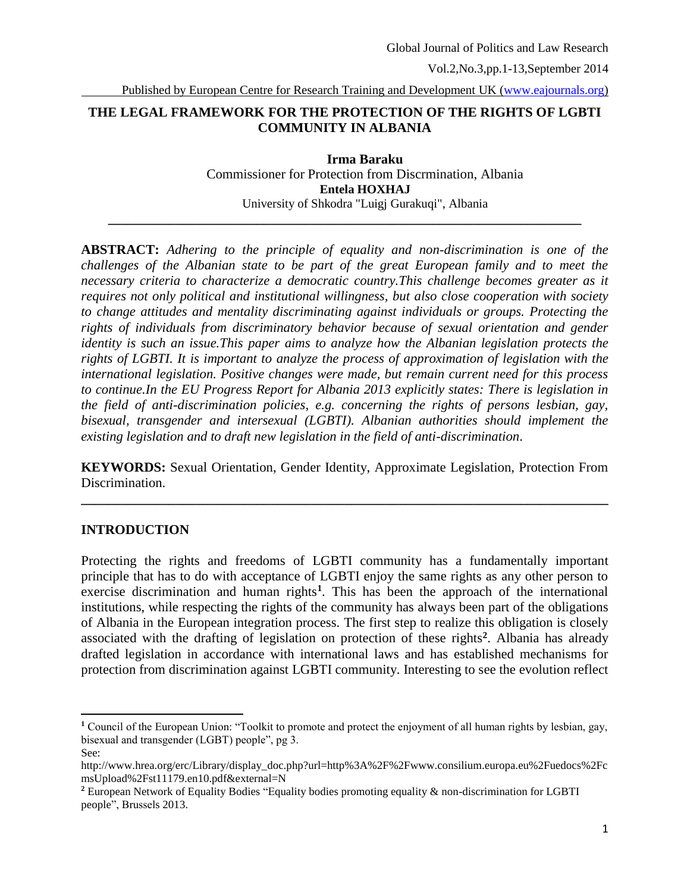# THE LEGAL FRAMEWORK FOR THE PROTECTION OF THE RIGHTS OF LGBTI COMMUNITY IN ALBANIA

**Irma Baraku**
Commissioner for Protection from Discrmination, Albania
**Entela HOXHAJ**
University of Shkodra "Luigj Gurakuqi", Albania

---

**ABSTRACT:** *Adhering to the principle of equality and non-discrimination is one of the challenges of the Albanian state to be part of the great European family and to meet the necessary criteria to characterize a democratic country.This challenge becomes greater as it requires not only political and institutional willingness, but also close cooperation with society to change attitudes and mentality discriminating against individuals or groups. Protecting the rights of individuals from discriminatory behavior because of sexual orientation and gender identity is such an issue.This paper aims to analyze how the Albanian legislation protects the rights of LGBTI. It is important to analyze the process of approximation of legislation with the international legislation. Positive changes were made, but remain current need for this process to continue.In the EU Progress Report for Albania 2013 explicitly states: There is legislation in the field of anti-discrimination policies, e.g. concerning the rights of persons lesbian, gay, bisexual, transgender and intersexual (LGBTI). Albanian authorities should implement the existing legislation and to draft new legislation in the field of anti-discrimination*.

**KEYWORDS:** Sexual Orientation, Gender Identity, Approximate Legislation, Protection From Discrimination.

---

## INTRODUCTION

Protecting the rights and freedoms of LGBTI community has a fundamentally important principle that has to do with acceptance of LGBTI enjoy the same rights as any other person to exercise discrimination and human rights[1]. This has been the approach of the international institutions, while respecting the rights of the community has always been part of the obligations of Albania in the European integration process. The first step to realize this obligation is closely associated with the drafting of legislation on protection of these rights[2]. Albania has already drafted legislation in accordance with international laws and has established mechanisms for protection from discrimination against LGBTI community. Interesting to see the evolution reflect

---

[1] Council of the European Union: "Toolkit to promote and protect the enjoyment of all human rights by lesbian, gay, bisexual and transgender (LGBT) people", pg 3.
See:
http://www.hrea.org/erc/Library/display_doc.php?url=http%3A%2F%2Fwww.consilium.europa.eu%2Fuedocs%2FcmsUpload%2Fst11179.en10.pdf&external=N

[2] European Network of Equality Bodies "Equality bodies promoting equality & non-discrimination for LGBTI people", Brussels 2013.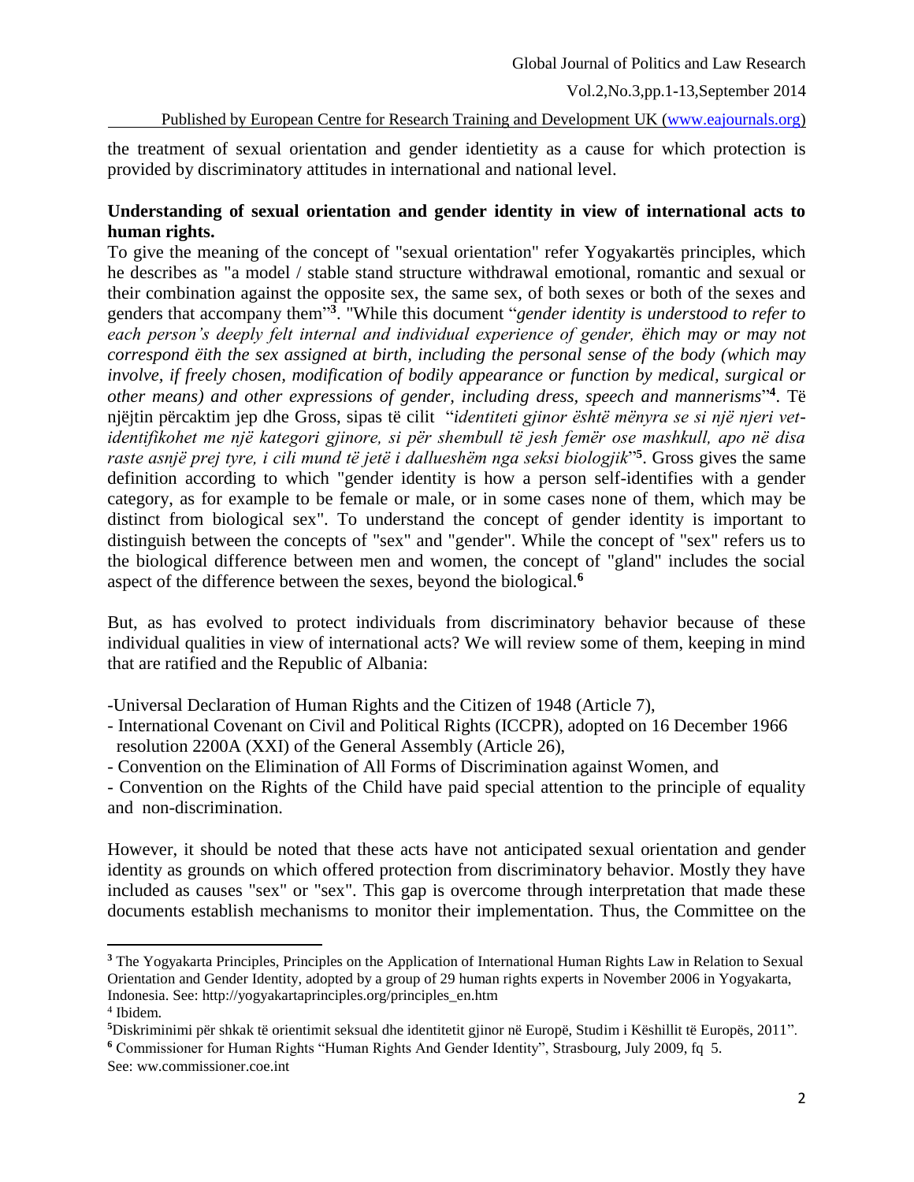the treatment of sexual orientation and gender identietity as a cause for which protection is provided by discriminatory attitudes in international and national level.

**Understanding of sexual orientation and gender identity in view of international acts to human rights.**

To give the meaning of the concept of "sexual orientation" refer Yogyakartës principles, which he describes as "a model / stable stand structure withdrawal emotional, romantic and sexual or their combination against the opposite sex, the same sex, of both sexes or both of the sexes and genders that accompany them"[3]. "While this document "*gender identity is understood to refer to each person's deeply felt internal and individual experience of gender, ëhich may or may not correspond ëith the sex assigned at birth, including the personal sense of the body (which may involve, if freely chosen, modification of bodily appearance or function by medical, surgical or other means) and other expressions of gender, including dress, speech and mannerisms*"[4]. Të njëjtin përcaktim jep dhe Gross, sipas të cilit "*identiteti gjinor është mënyra se si një njeri vet-identifikohet me një kategori gjinore, si për shembull të jesh femër ose mashkull, apo në disa raste asnjë prej tyre, i cili mund të jetë i dallueshëm nga seksi biologjik*"[5]. Gross gives the same definition according to which "gender identity is how a person self-identifies with a gender category, as for example to be female or male, or in some cases none of them, which may be distinct from biological sex". To understand the concept of gender identity is important to distinguish between the concepts of "sex" and "gender". While the concept of "sex" refers us to the biological difference between men and women, the concept of "gland" includes the social aspect of the difference between the sexes, beyond the biological.[6]

But, as has evolved to protect individuals from discriminatory behavior because of these individual qualities in view of international acts? We will review some of them, keeping in mind that are ratified and the Republic of Albania:

- Universal Declaration of Human Rights and the Citizen of 1948 (Article 7),
- International Covenant on Civil and Political Rights (ICCPR), adopted on 16 December 1966 resolution 2200A (XXI) of the General Assembly (Article 26),
- Convention on the Elimination of All Forms of Discrimination against Women, and
- Convention on the Rights of the Child have paid special attention to the principle of equality and non-discrimination.

However, it should be noted that these acts have not anticipated sexual orientation and gender identity as grounds on which offered protection from discriminatory behavior. Mostly they have included as causes "sex" or "sex". This gap is overcome through interpretation that made these documents establish mechanisms to monitor their implementation. Thus, the Committee on the

---

[3] The Yogyakarta Principles, Principles on the Application of International Human Rights Law in Relation to Sexual Orientation and Gender Identity, adopted by a group of 29 human rights experts in November 2006 in Yogyakarta, Indonesia. See: http://yogyakartaprinciples.org/principles_en.htm

[4] Ibidem.

[5] Diskriminimi për shkak të orientimit seksual dhe identitetit gjinor në Europë, Studim i Këshillit të Europës, 2011".

[6] Commissioner for Human Rights "Human Rights And Gender Identity", Strasbourg, July 2009, fq 5. See: ww.commissioner.coe.int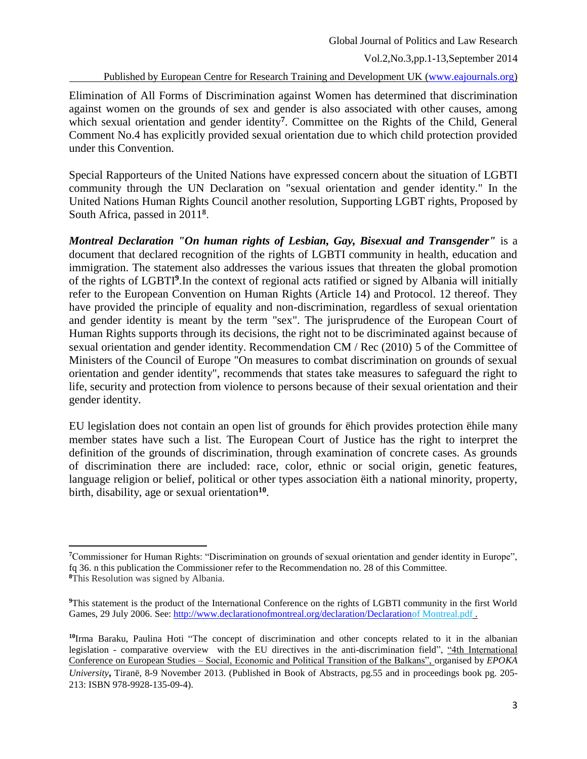Elimination of All Forms of Discrimination against Women has determined that discrimination against women on the grounds of sex and gender is also associated with other causes, among which sexual orientation and gender identity[7]. Committee on the Rights of the Child, General Comment No.4 has explicitly provided sexual orientation due to which child protection provided under this Convention.

Special Rapporteurs of the United Nations have expressed concern about the situation of LGBTI community through the UN Declaration on "sexual orientation and gender identity." In the United Nations Human Rights Council another resolution, Supporting LGBT rights, Proposed by South Africa, passed in 2011[8].

***Montreal Declaration "On human rights of Lesbian, Gay, Bisexual and Transgender"*** is a document that declared recognition of the rights of LGBTI community in health, education and immigration. The statement also addresses the various issues that threaten the global promotion of the rights of LGBTI[9].In the context of regional acts ratified or signed by Albania will initially refer to the European Convention on Human Rights (Article 14) and Protocol. 12 thereof. They have provided the principle of equality and non-discrimination, regardless of sexual orientation and gender identity is meant by the term "sex". The jurisprudence of the European Court of Human Rights supports through its decisions, the right not to be discriminated against because of sexual orientation and gender identity. Recommendation CM / Rec (2010) 5 of the Committee of Ministers of the Council of Europe "On measures to combat discrimination on grounds of sexual orientation and gender identity", recommends that states take measures to safeguard the right to life, security and protection from violence to persons because of their sexual orientation and their gender identity.

EU legislation does not contain an open list of grounds for ëhich provides protection ëhile many member states have such a list. The European Court of Justice has the right to interpret the definition of the grounds of discrimination, through examination of concrete cases. As grounds of discrimination there are included: race, color, ethnic or social origin, genetic features, language religion or belief, political or other types association ëith a national minority, property, birth, disability, age or sexual orientation[10].

---

[7] Commissioner for Human Rights: "Discrimination on grounds of sexual orientation and gender identity in Europe", fq 36. n this publication the Commissioner refer to the Recommendation no. 28 of this Committee.

[8] This Resolution was signed by Albania.

[9] This statement is the product of the International Conference on the rights of LGBTI community in the first World Games, 29 July 2006. See: http://www.declarationofmontreal.org/declaration/Declarationof Montreal.pdf .

[10] Irma Baraku, Paulina Hoti "The concept of discrimination and other concepts related to it in the albanian legislation - comparative overview with the EU directives in the anti-discrimination field", "4th International Conference on European Studies – Social, Economic and Political Transition of the Balkans", organised by *EPOKA University*, Tiranë, 8-9 November 2013. (Published in Book of Abstracts, pg.55 and in proceedings book pg. 205-213: ISBN 978-9928-135-09-4).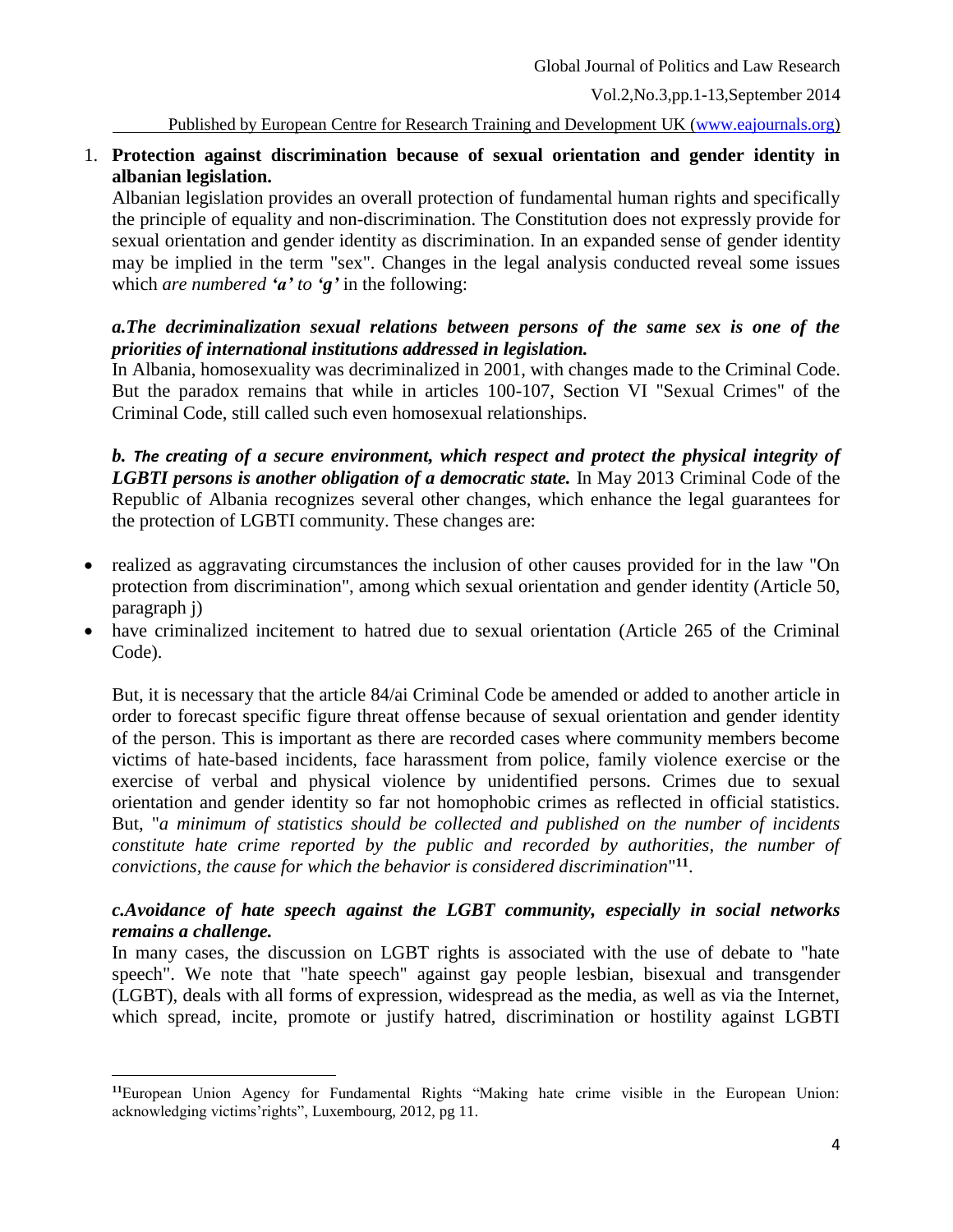1. **Protection against discrimination because of sexual orientation and gender identity in albanian legislation.**

Albanian legislation provides an overall protection of fundamental human rights and specifically the principle of equality and non-discrimination. The Constitution does not expressly provide for sexual orientation and gender identity as discrimination. In an expanded sense of gender identity may be implied in the term "sex". Changes in the legal analysis conducted reveal some issues which *are numbered **'a'** to **'g'*** in the following:

***a.The decriminalization sexual relations between persons of the same sex is one of the priorities of international institutions addressed in legislation.***

In Albania, homosexuality was decriminalized in 2001, with changes made to the Criminal Code. But the paradox remains that while in articles 100-107, Section VI "Sexual Crimes" of the Criminal Code, still called such even homosexual relationships.

***b. The creating of a secure environment, which respect and protect the physical integrity of LGBTI persons is another obligation of a democratic state.*** In May 2013 Criminal Code of the Republic of Albania recognizes several other changes, which enhance the legal guarantees for the protection of LGBTI community. These changes are:

- realized as aggravating circumstances the inclusion of other causes provided for in the law "On protection from discrimination", among which sexual orientation and gender identity (Article 50, paragraph j)
- have criminalized incitement to hatred due to sexual orientation (Article 265 of the Criminal Code).

But, it is necessary that the article 84/ai Criminal Code be amended or added to another article in order to forecast specific figure threat offense because of sexual orientation and gender identity of the person. This is important as there are recorded cases where community members become victims of hate-based incidents, face harassment from police, family violence exercise or the exercise of verbal and physical violence by unidentified persons. Crimes due to sexual orientation and gender identity so far not homophobic crimes as reflected in official statistics. But, "*a minimum of statistics should be collected and published on the number of incidents constitute hate crime reported by the public and recorded by authorities, the number of convictions, the cause for which the behavior is considered discrimination*"[11].

***c.Avoidance of hate speech against the LGBT community, especially in social networks remains a challenge.***

In many cases, the discussion on LGBT rights is associated with the use of debate to "hate speech". We note that "hate speech" against gay people lesbian, bisexual and transgender (LGBT), deals with all forms of expression, widespread as the media, as well as via the Internet, which spread, incite, promote or justify hatred, discrimination or hostility against LGBTI

---

[11] European Union Agency for Fundamental Rights "Making hate crime visible in the European Union: acknowledging victims'rights", Luxembourg, 2012, pg 11.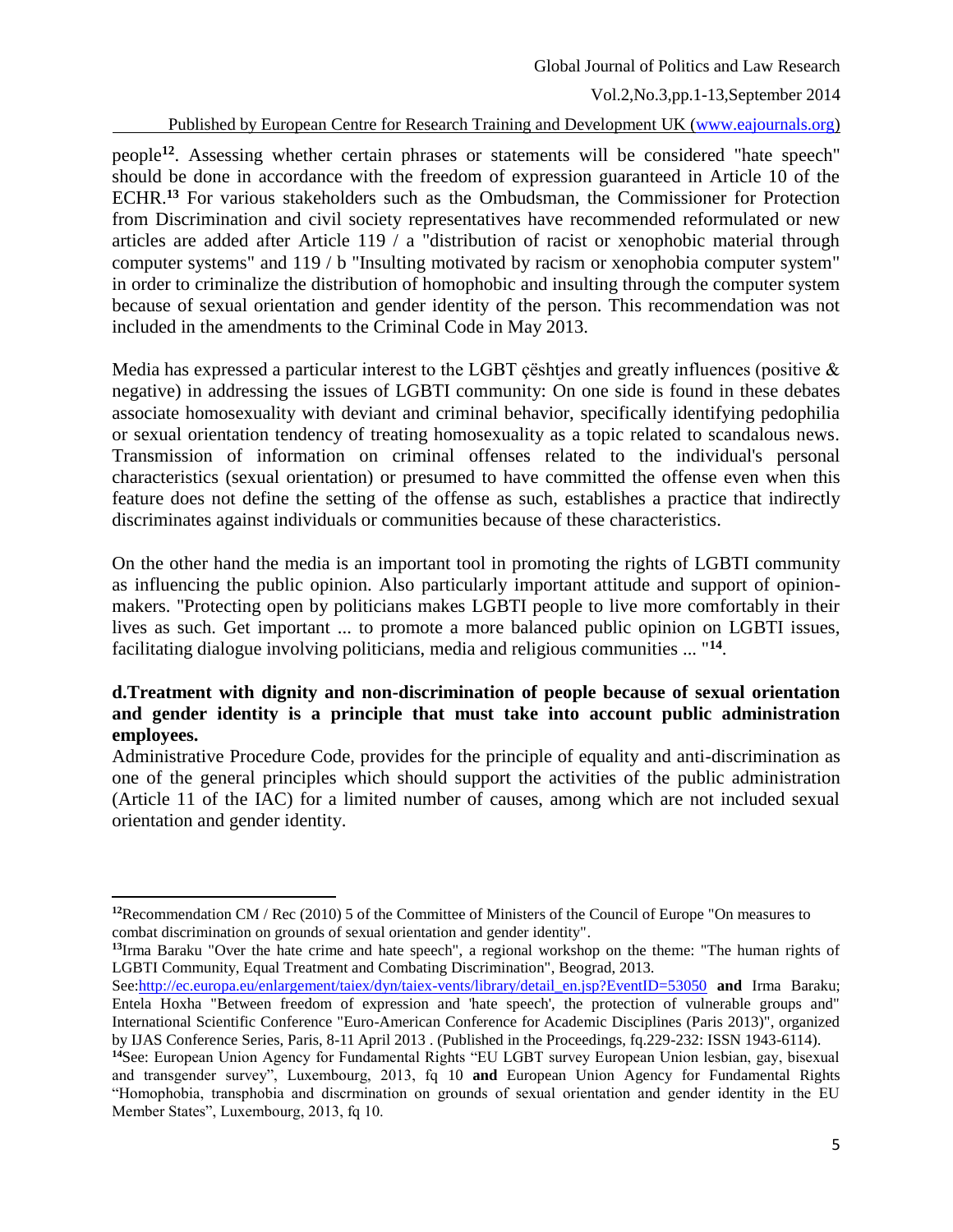people[12]. Assessing whether certain phrases or statements will be considered "hate speech" should be done in accordance with the freedom of expression guaranteed in Article 10 of the ECHR.[13] For various stakeholders such as the Ombudsman, the Commissioner for Protection from Discrimination and civil society representatives have recommended reformulated or new articles are added after Article 119 / a "distribution of racist or xenophobic material through computer systems" and 119 / b "Insulting motivated by racism or xenophobia computer system" in order to criminalize the distribution of homophobic and insulting through the computer system because of sexual orientation and gender identity of the person. This recommendation was not included in the amendments to the Criminal Code in May 2013.

Media has expressed a particular interest to the LGBT çështjes and greatly influences (positive & negative) in addressing the issues of LGBTI community: On one side is found in these debates associate homosexuality with deviant and criminal behavior, specifically identifying pedophilia or sexual orientation tendency of treating homosexuality as a topic related to scandalous news. Transmission of information on criminal offenses related to the individual's personal characteristics (sexual orientation) or presumed to have committed the offense even when this feature does not define the setting of the offense as such, establishes a practice that indirectly discriminates against individuals or communities because of these characteristics.

On the other hand the media is an important tool in promoting the rights of LGBTI community as influencing the public opinion. Also particularly important attitude and support of opinion-makers. "Protecting open by politicians makes LGBTI people to live more comfortably in their lives as such. Get important ... to promote a more balanced public opinion on LGBTI issues, facilitating dialogue involving politicians, media and religious communities ... "[14].

**d.Treatment with dignity and non-discrimination of people because of sexual orientation and gender identity is a principle that must take into account public administration employees.**

Administrative Procedure Code, provides for the principle of equality and anti-discrimination as one of the general principles which should support the activities of the public administration (Article 11 of the IAC) for a limited number of causes, among which are not included sexual orientation and gender identity.

---

[12] Recommendation CM / Rec (2010) 5 of the Committee of Ministers of the Council of Europe "On measures to combat discrimination on grounds of sexual orientation and gender identity".

[13] Irma Baraku "Over the hate crime and hate speech", a regional workshop on the theme: "The human rights of LGBTI Community, Equal Treatment and Combating Discrimination", Beograd, 2013. See:http://ec.europa.eu/enlargement/taiex/dyn/taiex-vents/library/detail_en.jsp?EventID=53050 **and** Irma Baraku; Entela Hoxha "Between freedom of expression and 'hate speech', the protection of vulnerable groups and" International Scientific Conference "Euro-American Conference for Academic Disciplines (Paris 2013)", organized by IJAS Conference Series, Paris, 8-11 April 2013 . (Published in the Proceedings, fq.229-232: ISSN 1943-6114).

[14] See: European Union Agency for Fundamental Rights "EU LGBT survey European Union lesbian, gay, bisexual and transgender survey", Luxembourg, 2013, fq 10 **and** European Union Agency for Fundamental Rights "Homophobia, transphobia and discrmination on grounds of sexual orientation and gender identity in the EU Member States", Luxembourg, 2013, fq 10.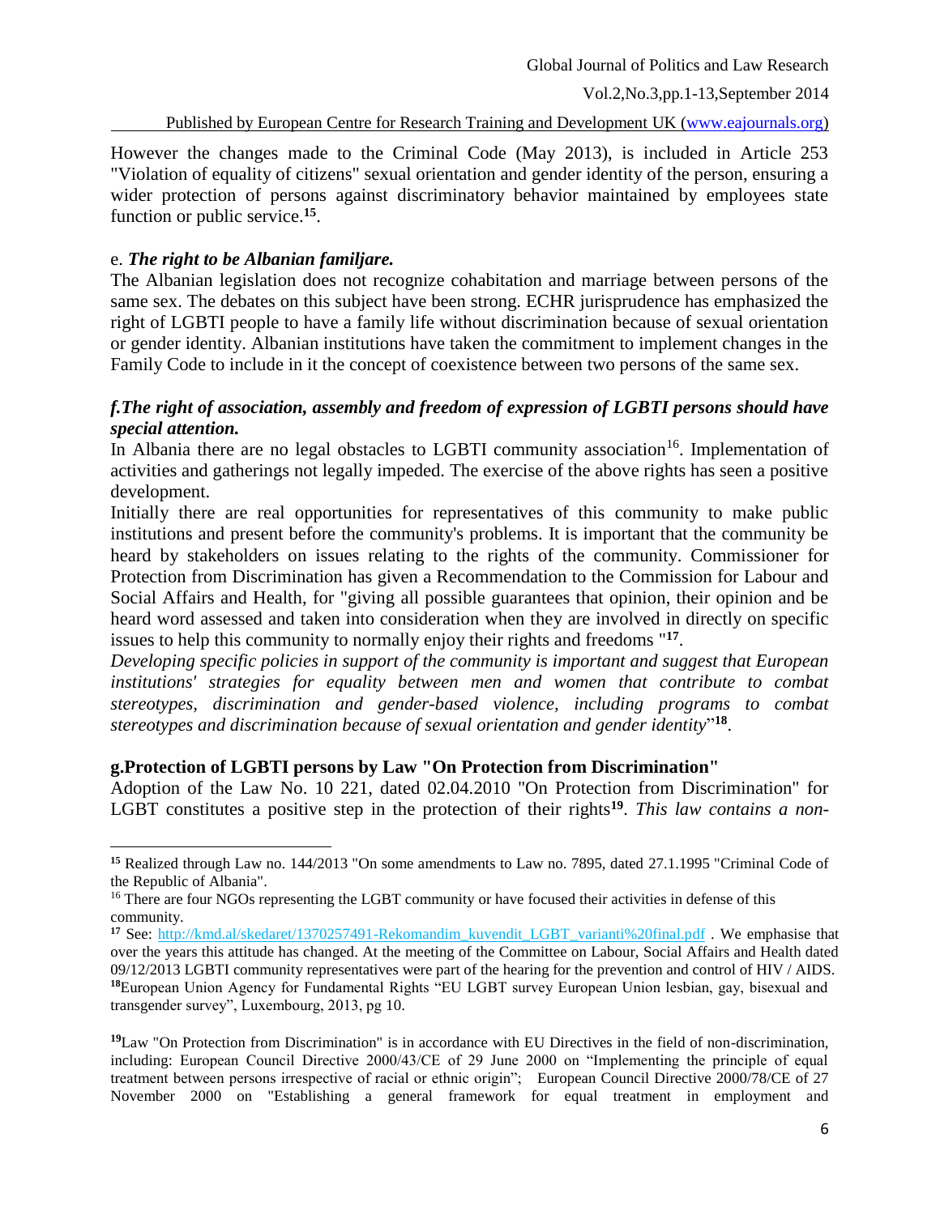However the changes made to the Criminal Code (May 2013), is included in Article 253 "Violation of equality of citizens" sexual orientation and gender identity of the person, ensuring a wider protection of persons against discriminatory behavior maintained by employees state function or public service.[15].

e. ***The right to be Albanian familjare.***

The Albanian legislation does not recognize cohabitation and marriage between persons of the same sex. The debates on this subject have been strong. ECHR jurisprudence has emphasized the right of LGBTI people to have a family life without discrimination because of sexual orientation or gender identity. Albanian institutions have taken the commitment to implement changes in the Family Code to include in it the concept of coexistence between two persons of the same sex.

***f.The right of association, assembly and freedom of expression of LGBTI persons should have special attention.***

In Albania there are no legal obstacles to LGBTI community association[16]. Implementation of activities and gatherings not legally impeded. The exercise of the above rights has seen a positive development.

Initially there are real opportunities for representatives of this community to make public institutions and present before the community's problems. It is important that the community be heard by stakeholders on issues relating to the rights of the community. Commissioner for Protection from Discrimination has given a Recommendation to the Commission for Labour and Social Affairs and Health, for "giving all possible guarantees that opinion, their opinion and be heard word assessed and taken into consideration when they are involved in directly on specific issues to help this community to normally enjoy their rights and freedoms "[17].

*Developing specific policies in support of the community is important and suggest that European institutions' strategies for equality between men and women that contribute to combat stereotypes, discrimination and gender-based violence, including programs to combat stereotypes and discrimination because of sexual orientation and gender identity*"[18].

**g.Protection of LGBTI persons by Law "On Protection from Discrimination"**

Adoption of the Law No. 10 221, dated 02.04.2010 "On Protection from Discrimination" for LGBT constitutes a positive step in the protection of their rights[19]. *This law contains a non-*

---

[15] Realized through Law no. 144/2013 "On some amendments to Law no. 7895, dated 27.1.1995 "Criminal Code of the Republic of Albania".

[16] There are four NGOs representing the LGBT community or have focused their activities in defense of this community.

[17] See: http://kmd.al/skedaret/1370257491-Rekomandim_kuvendit_LGBT_varianti%20final.pdf . We emphasise that over the years this attitude has changed. At the meeting of the Committee on Labour, Social Affairs and Health dated 09/12/2013 LGBTI community representatives were part of the hearing for the prevention and control of HIV / AIDS.

[18] European Union Agency for Fundamental Rights "EU LGBT survey European Union lesbian, gay, bisexual and transgender survey", Luxembourg, 2013, pg 10.

[19] Law "On Protection from Discrimination" is in accordance with EU Directives in the field of non-discrimination, including: European Council Directive 2000/43/CE of 29 June 2000 on "Implementing the principle of equal treatment between persons irrespective of racial or ethnic origin"; European Council Directive 2000/78/CE of 27 November 2000 on "Establishing a general framework for equal treatment in employment and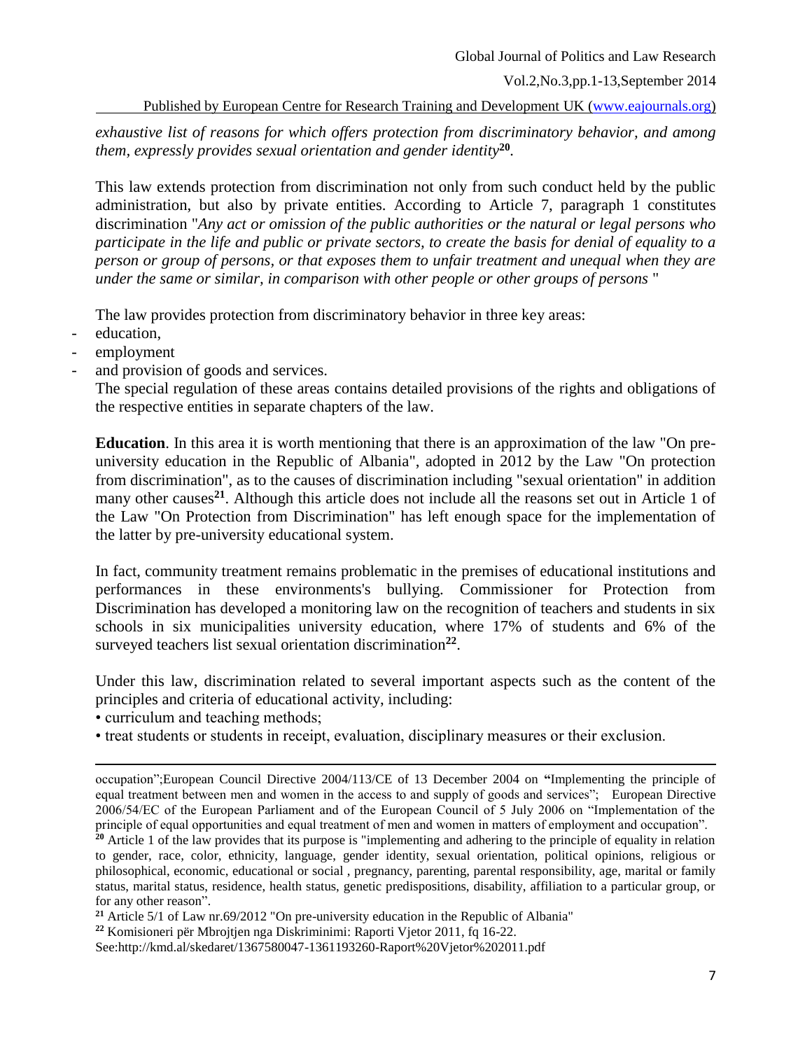*exhaustive list of reasons for which offers protection from discriminatory behavior, and among them, expressly provides sexual orientation and gender identity*[20].

This law extends protection from discrimination not only from such conduct held by the public administration, but also by private entities. According to Article 7, paragraph 1 constitutes discrimination "*Any act or omission of the public authorities or the natural or legal persons who participate in the life and public or private sectors, to create the basis for denial of equality to a person or group of persons, or that exposes them to unfair treatment and unequal when they are under the same or similar, in comparison with other people or other groups of persons* "

The law provides protection from discriminatory behavior in three key areas:

- education,
- employment
- and provision of goods and services.

The special regulation of these areas contains detailed provisions of the rights and obligations of the respective entities in separate chapters of the law.

**Education**. In this area it is worth mentioning that there is an approximation of the law "On pre-university education in the Republic of Albania", adopted in 2012 by the Law "On protection from discrimination", as to the causes of discrimination including "sexual orientation" in addition many other causes[21]. Although this article does not include all the reasons set out in Article 1 of the Law "On Protection from Discrimination" has left enough space for the implementation of the latter by pre-university educational system.

In fact, community treatment remains problematic in the premises of educational institutions and performances in these environments's bullying. Commissioner for Protection from Discrimination has developed a monitoring law on the recognition of teachers and students in six schools in six municipalities university education, where 17% of students and 6% of the surveyed teachers list sexual orientation discrimination[22].

Under this law, discrimination related to several important aspects such as the content of the principles and criteria of educational activity, including:

- curriculum and teaching methods;
- treat students or students in receipt, evaluation, disciplinary measures or their exclusion.

---

occupation";European Council Directive 2004/113/CE of 13 December 2004 on "Implementing the principle of equal treatment between men and women in the access to and supply of goods and services"; European Directive 2006/54/EC of the European Parliament and of the European Council of 5 July 2006 on "Implementation of the principle of equal opportunities and equal treatment of men and women in matters of employment and occupation".

[20] Article 1 of the law provides that its purpose is "implementing and adhering to the principle of equality in relation to gender, race, color, ethnicity, language, gender identity, sexual orientation, political opinions, religious or philosophical, economic, educational or social , pregnancy, parenting, parental responsibility, age, marital or family status, marital status, residence, health status, genetic predispositions, disability, affiliation to a particular group, or for any other reason".

[21] Article 5/1 of Law nr.69/2012 "On pre-university education in the Republic of Albania"

[22] Komisioneri për Mbrojtjen nga Diskriminimi: Raporti Vjetor 2011, fq 16-22. See:http://kmd.al/skedaret/1367580047-1361193260-Raport%20Vjetor%202011.pdf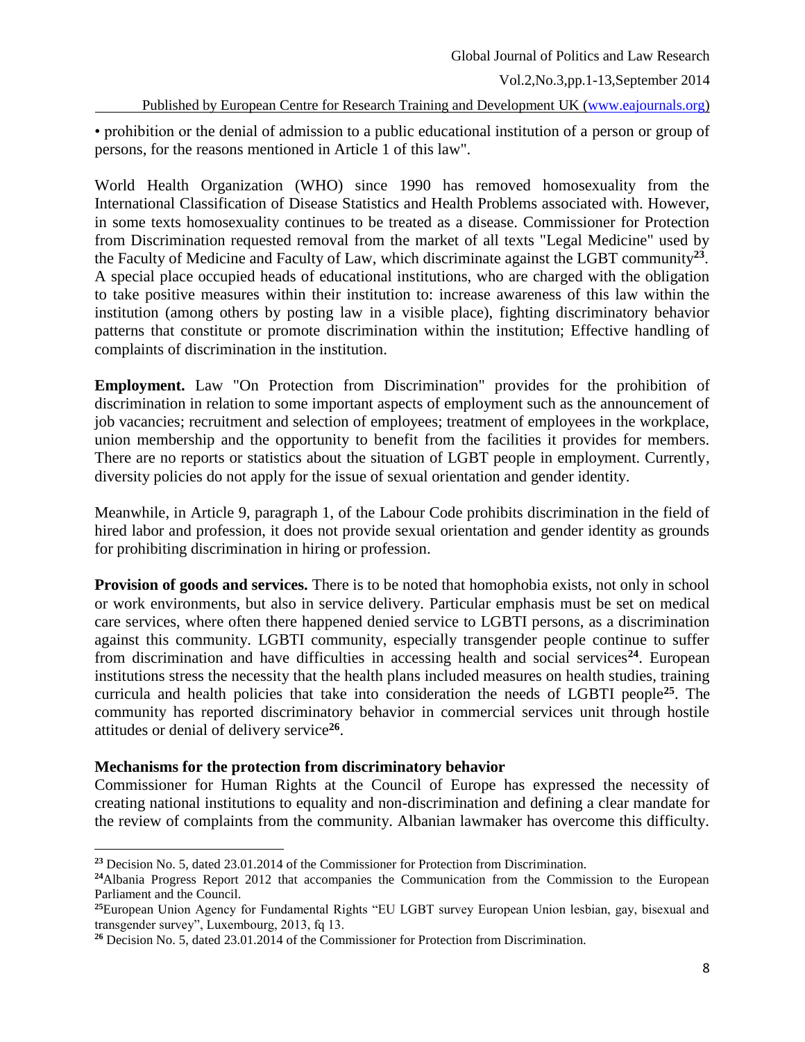• prohibition or the denial of admission to a public educational institution of a person or group of persons, for the reasons mentioned in Article 1 of this law".

World Health Organization (WHO) since 1990 has removed homosexuality from the International Classification of Disease Statistics and Health Problems associated with. However, in some texts homosexuality continues to be treated as a disease. Commissioner for Protection from Discrimination requested removal from the market of all texts "Legal Medicine" used by the Faculty of Medicine and Faculty of Law, which discriminate against the LGBT community[23]. A special place occupied heads of educational institutions, who are charged with the obligation to take positive measures within their institution to: increase awareness of this law within the institution (among others by posting law in a visible place), fighting discriminatory behavior patterns that constitute or promote discrimination within the institution; Effective handling of complaints of discrimination in the institution.

**Employment.** Law "On Protection from Discrimination" provides for the prohibition of discrimination in relation to some important aspects of employment such as the announcement of job vacancies; recruitment and selection of employees; treatment of employees in the workplace, union membership and the opportunity to benefit from the facilities it provides for members. There are no reports or statistics about the situation of LGBT people in employment. Currently, diversity policies do not apply for the issue of sexual orientation and gender identity.

Meanwhile, in Article 9, paragraph 1, of the Labour Code prohibits discrimination in the field of hired labor and profession, it does not provide sexual orientation and gender identity as grounds for prohibiting discrimination in hiring or profession.

**Provision of goods and services.** There is to be noted that homophobia exists, not only in school or work environments, but also in service delivery. Particular emphasis must be set on medical care services, where often there happened denied service to LGBTI persons, as a discrimination against this community. LGBTI community, especially transgender people continue to suffer from discrimination and have difficulties in accessing health and social services[24]. European institutions stress the necessity that the health plans included measures on health studies, training curricula and health policies that take into consideration the needs of LGBTI people[25]. The community has reported discriminatory behavior in commercial services unit through hostile attitudes or denial of delivery service[26].

**Mechanisms for the protection from discriminatory behavior**

Commissioner for Human Rights at the Council of Europe has expressed the necessity of creating national institutions to equality and non-discrimination and defining a clear mandate for the review of complaints from the community. Albanian lawmaker has overcome this difficulty.

---

[23] Decision No. 5, dated 23.01.2014 of the Commissioner for Protection from Discrimination.

[24] Albania Progress Report 2012 that accompanies the Communication from the Commission to the European Parliament and the Council.

[25] European Union Agency for Fundamental Rights "EU LGBT survey European Union lesbian, gay, bisexual and transgender survey", Luxembourg, 2013, fq 13.

[26] Decision No. 5, dated 23.01.2014 of the Commissioner for Protection from Discrimination.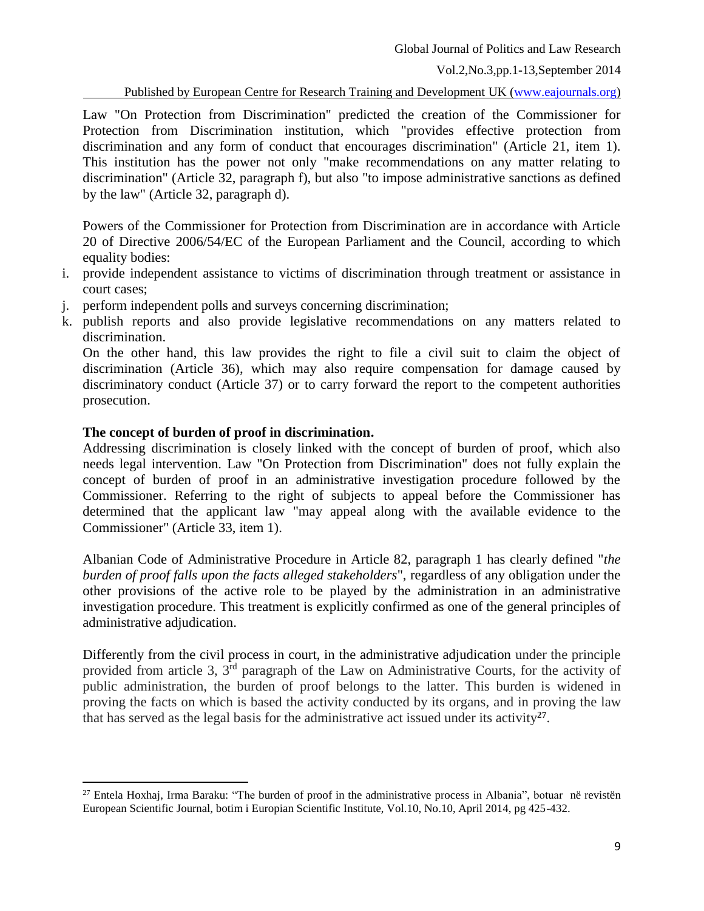Law "On Protection from Discrimination" predicted the creation of the Commissioner for Protection from Discrimination institution, which "provides effective protection from discrimination and any form of conduct that encourages discrimination" (Article 21, item 1). This institution has the power not only "make recommendations on any matter relating to discrimination" (Article 32, paragraph f), but also "to impose administrative sanctions as defined by the law" (Article 32, paragraph d).

Powers of the Commissioner for Protection from Discrimination are in accordance with Article 20 of Directive 2006/54/EC of the European Parliament and the Council, according to which equality bodies:

i. provide independent assistance to victims of discrimination through treatment or assistance in court cases;
j. perform independent polls and surveys concerning discrimination;
k. publish reports and also provide legislative recommendations on any matters related to discrimination.

On the other hand, this law provides the right to file a civil suit to claim the object of discrimination (Article 36), which may also require compensation for damage caused by discriminatory conduct (Article 37) or to carry forward the report to the competent authorities prosecution.

**The concept of burden of proof in discrimination.**

Addressing discrimination is closely linked with the concept of burden of proof, which also needs legal intervention. Law "On Protection from Discrimination" does not fully explain the concept of burden of proof in an administrative investigation procedure followed by the Commissioner. Referring to the right of subjects to appeal before the Commissioner has determined that the applicant law "may appeal along with the available evidence to the Commissioner" (Article 33, item 1).

Albanian Code of Administrative Procedure in Article 82, paragraph 1 has clearly defined "*the burden of proof falls upon the facts alleged stakeholders*", regardless of any obligation under the other provisions of the active role to be played by the administration in an administrative investigation procedure. This treatment is explicitly confirmed as one of the general principles of administrative adjudication.

Differently from the civil process in court, in the administrative adjudication under the principle provided from article 3, 3rd paragraph of the Law on Administrative Courts, for the activity of public administration, the burden of proof belongs to the latter. This burden is widened in proving the facts on which is based the activity conducted by its organs, and in proving the law that has served as the legal basis for the administrative act issued under its activity[27].

[27] Entela Hoxhaj, Irma Baraku: "The burden of proof in the administrative process in Albania", botuar në revistën European Scientific Journal, botim i Europian Scientific Institute, Vol.10, No.10, April 2014, pg 425-432.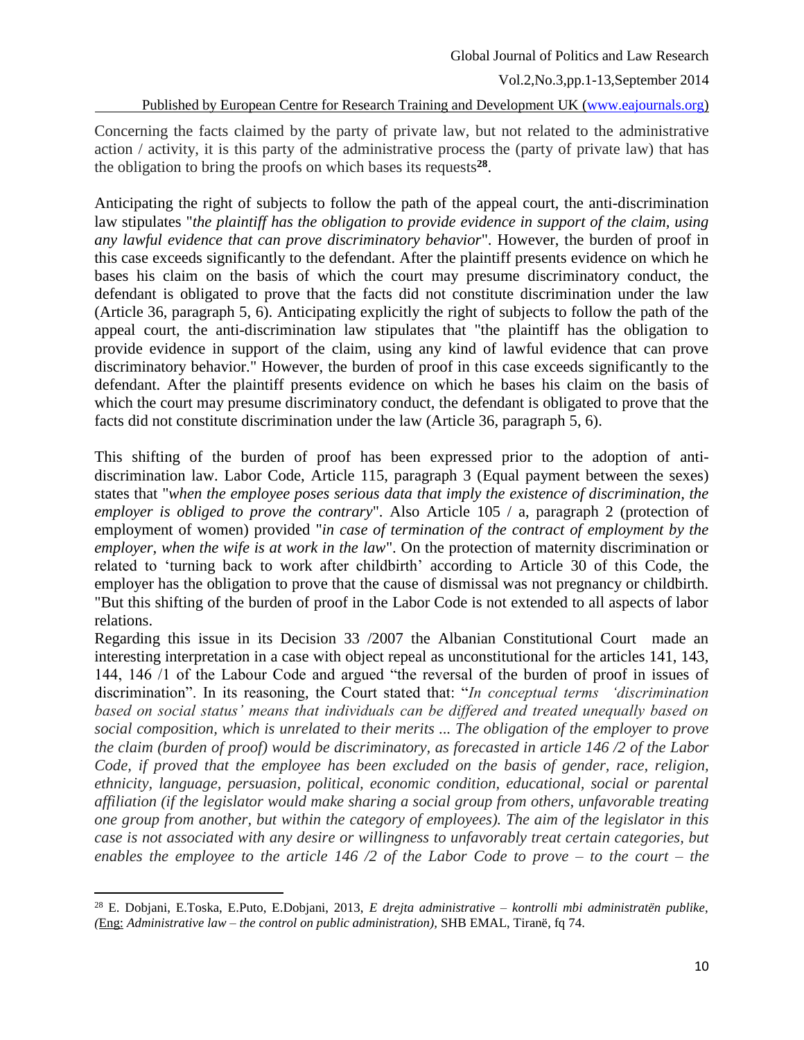Concerning the facts claimed by the party of private law, but not related to the administrative action / activity, it is this party of the administrative process the (party of private law) that has the obligation to bring the proofs on which bases its requests[28].

Anticipating the right of subjects to follow the path of the appeal court, the anti-discrimination law stipulates "*the plaintiff has the obligation to provide evidence in support of the claim, using any lawful evidence that can prove discriminatory behavior*". However, the burden of proof in this case exceeds significantly to the defendant. After the plaintiff presents evidence on which he bases his claim on the basis of which the court may presume discriminatory conduct, the defendant is obligated to prove that the facts did not constitute discrimination under the law (Article 36, paragraph 5, 6). Anticipating explicitly the right of subjects to follow the path of the appeal court, the anti-discrimination law stipulates that "the plaintiff has the obligation to provide evidence in support of the claim, using any kind of lawful evidence that can prove discriminatory behavior." However, the burden of proof in this case exceeds significantly to the defendant. After the plaintiff presents evidence on which he bases his claim on the basis of which the court may presume discriminatory conduct, the defendant is obligated to prove that the facts did not constitute discrimination under the law (Article 36, paragraph 5, 6).

This shifting of the burden of proof has been expressed prior to the adoption of anti-discrimination law. Labor Code, Article 115, paragraph 3 (Equal payment between the sexes) states that "*when the employee poses serious data that imply the existence of discrimination, the employer is obliged to prove the contrary*". Also Article 105 / a, paragraph 2 (protection of employment of women) provided "*in case of termination of the contract of employment by the employer, when the wife is at work in the law*". On the protection of maternity discrimination or related to 'turning back to work after childbirth' according to Article 30 of this Code, the employer has the obligation to prove that the cause of dismissal was not pregnancy or childbirth. "But this shifting of the burden of proof in the Labor Code is not extended to all aspects of labor relations.

Regarding this issue in its Decision 33 /2007 the Albanian Constitutional Court made an interesting interpretation in a case with object repeal as unconstitutional for the articles 141, 143, 144, 146 /1 of the Labour Code and argued "the reversal of the burden of proof in issues of discrimination". In its reasoning, the Court stated that: "*In conceptual terms 'discrimination based on social status' means that individuals can be differed and treated unequally based on social composition, which is unrelated to their merits ... The obligation of the employer to prove the claim (burden of proof) would be discriminatory, as forecasted in article 146 /2 of the Labor Code, if proved that the employee has been excluded on the basis of gender, race, religion, ethnicity, language, persuasion, political, economic condition, educational, social or parental affiliation (if the legislator would make sharing a social group from others, unfavorable treating one group from another, but within the category of employees). The aim of the legislator in this case is not associated with any desire or willingness to unfavorably treat certain categories, but enables the employee to the article 146 /2 of the Labor Code to prove – to the court – the*

---

[28] E. Dobjani, E.Toska, E.Puto, E.Dobjani, 2013, *E drejta administrative – kontrolli mbi administratën publike, (*Eng: *Administrative law – the control on public administration),* SHB EMAL, Tiranë, fq 74.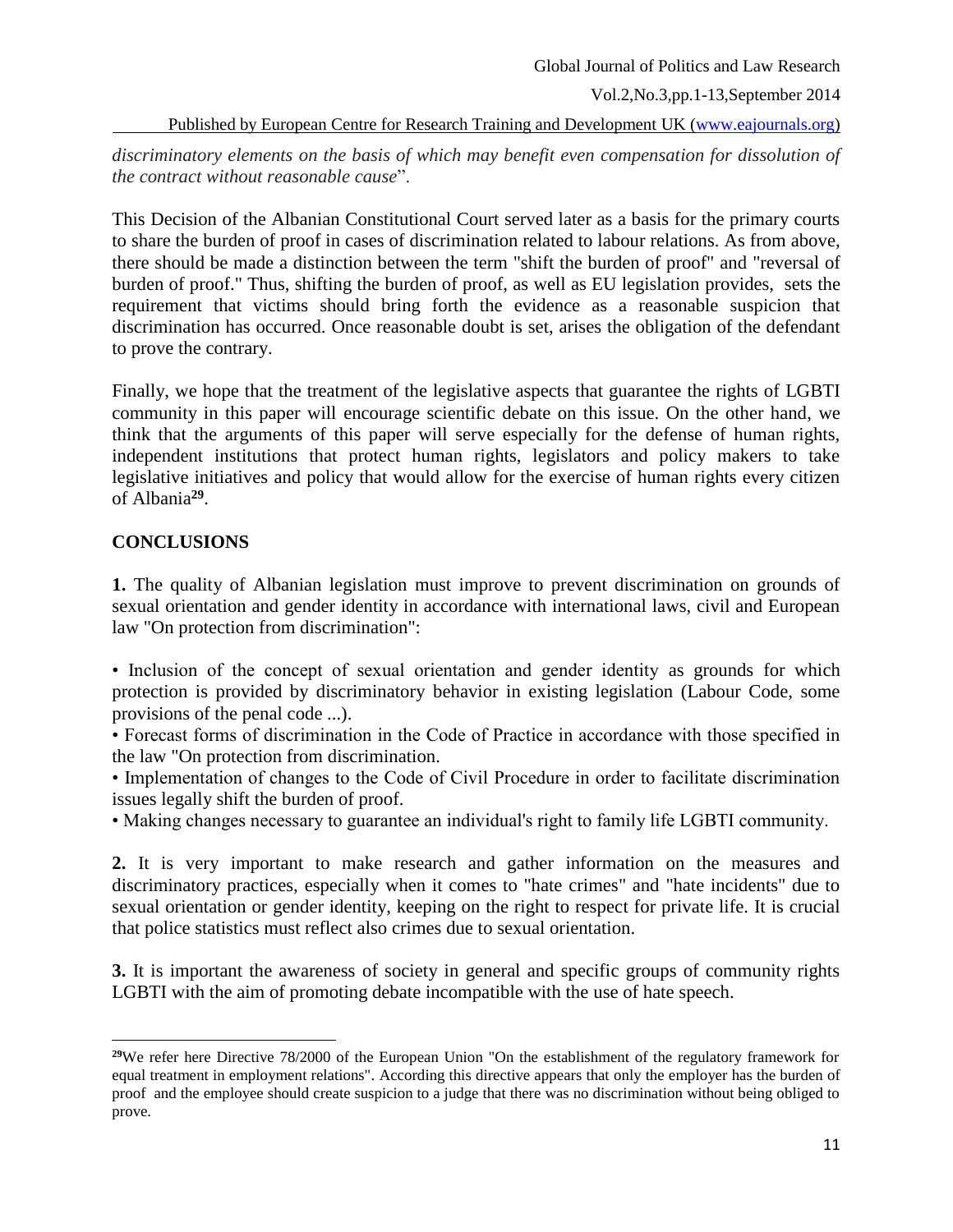*discriminatory elements on the basis of which may benefit even compensation for dissolution of the contract without reasonable cause*".

This Decision of the Albanian Constitutional Court served later as a basis for the primary courts to share the burden of proof in cases of discrimination related to labour relations. As from above, there should be made a distinction between the term "shift the burden of proof" and "reversal of burden of proof." Thus, shifting the burden of proof, as well as EU legislation provides, sets the requirement that victims should bring forth the evidence as a reasonable suspicion that discrimination has occurred. Once reasonable doubt is set, arises the obligation of the defendant to prove the contrary.

Finally, we hope that the treatment of the legislative aspects that guarantee the rights of LGBTI community in this paper will encourage scientific debate on this issue. On the other hand, we think that the arguments of this paper will serve especially for the defense of human rights, independent institutions that protect human rights, legislators and policy makers to take legislative initiatives and policy that would allow for the exercise of human rights every citizen of Albania[29].

## CONCLUSIONS

**1.** The quality of Albanian legislation must improve to prevent discrimination on grounds of sexual orientation and gender identity in accordance with international laws, civil and European law "On protection from discrimination":

• Inclusion of the concept of sexual orientation and gender identity as grounds for which protection is provided by discriminatory behavior in existing legislation (Labour Code, some provisions of the penal code ...).
• Forecast forms of discrimination in the Code of Practice in accordance with those specified in the law "On protection from discrimination.
• Implementation of changes to the Code of Civil Procedure in order to facilitate discrimination issues legally shift the burden of proof.
• Making changes necessary to guarantee an individual's right to family life LGBTI community.

**2.** It is very important to make research and gather information on the measures and discriminatory practices, especially when it comes to "hate crimes" and "hate incidents" due to sexual orientation or gender identity, keeping on the right to respect for private life. It is crucial that police statistics must reflect also crimes due to sexual orientation.

**3.** It is important the awareness of society in general and specific groups of community rights LGBTI with the aim of promoting debate incompatible with the use of hate speech.

---

[29] We refer here Directive 78/2000 of the European Union "On the establishment of the regulatory framework for equal treatment in employment relations". According this directive appears that only the employer has the burden of proof and the employee should create suspicion to a judge that there was no discrimination without being obliged to prove.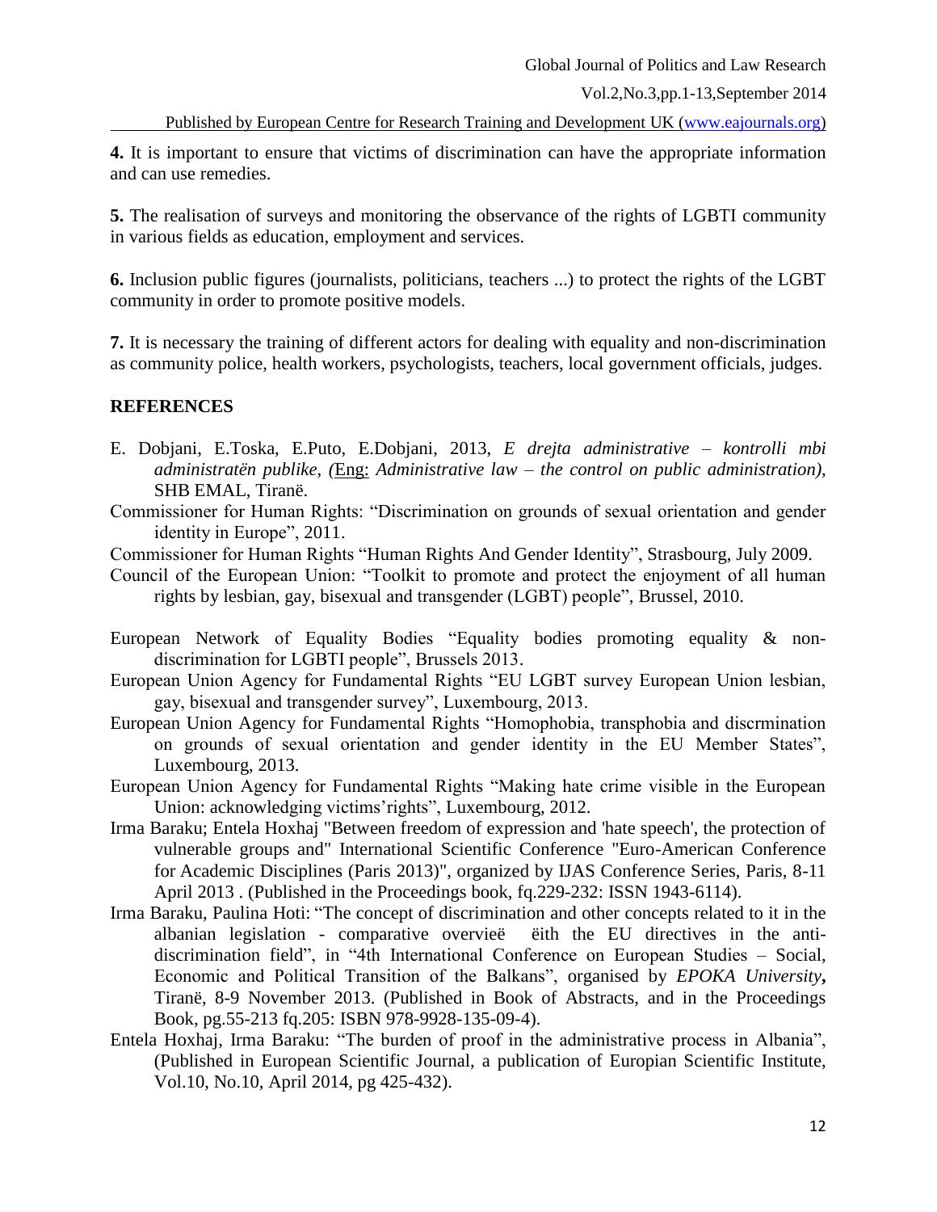**4.** It is important to ensure that victims of discrimination can have the appropriate information and can use remedies.

**5.** The realisation of surveys and monitoring the observance of the rights of LGBTI community in various fields as education, employment and services.

**6.** Inclusion public figures (journalists, politicians, teachers ...) to protect the rights of the LGBT community in order to promote positive models.

**7.** It is necessary the training of different actors for dealing with equality and non-discrimination as community police, health workers, psychologists, teachers, local government officials, judges.

## REFERENCES

E. Dobjani, E.Toska, E.Puto, E.Dobjani, 2013, *E drejta administrative – kontrolli mbi administratën publike, (*Eng: *Administrative law – the control on public administration),* SHB EMAL, Tiranë.

Commissioner for Human Rights: "Discrimination on grounds of sexual orientation and gender identity in Europe", 2011.

Commissioner for Human Rights "Human Rights And Gender Identity", Strasbourg, July 2009.

Council of the European Union: "Toolkit to promote and protect the enjoyment of all human rights by lesbian, gay, bisexual and transgender (LGBT) people", Brussel, 2010.

European Network of Equality Bodies "Equality bodies promoting equality & non-discrimination for LGBTI people", Brussels 2013.

European Union Agency for Fundamental Rights "EU LGBT survey European Union lesbian, gay, bisexual and transgender survey", Luxembourg, 2013.

European Union Agency for Fundamental Rights "Homophobia, transphobia and discrmination on grounds of sexual orientation and gender identity in the EU Member States", Luxembourg, 2013.

European Union Agency for Fundamental Rights "Making hate crime visible in the European Union: acknowledging victims'rights", Luxembourg, 2012.

Irma Baraku; Entela Hoxhaj "Between freedom of expression and 'hate speech', the protection of vulnerable groups and" International Scientific Conference "Euro-American Conference for Academic Disciplines (Paris 2013)", organized by IJAS Conference Series, Paris, 8-11 April 2013 . (Published in the Proceedings book, fq.229-232: ISSN 1943-6114).

Irma Baraku, Paulina Hoti: "The concept of discrimination and other concepts related to it in the albanian legislation - comparative overvieë ëith the EU directives in the anti-discrimination field", in "4th International Conference on European Studies – Social, Economic and Political Transition of the Balkans", organised by *EPOKA University***,** Tiranë, 8-9 November 2013. (Published in Book of Abstracts, and in the Proceedings Book, pg.55-213 fq.205: ISBN 978-9928-135-09-4).

Entela Hoxhaj, Irma Baraku: "The burden of proof in the administrative process in Albania", (Published in European Scientific Journal, a publication of Europian Scientific Institute, Vol.10, No.10, April 2014, pg 425-432).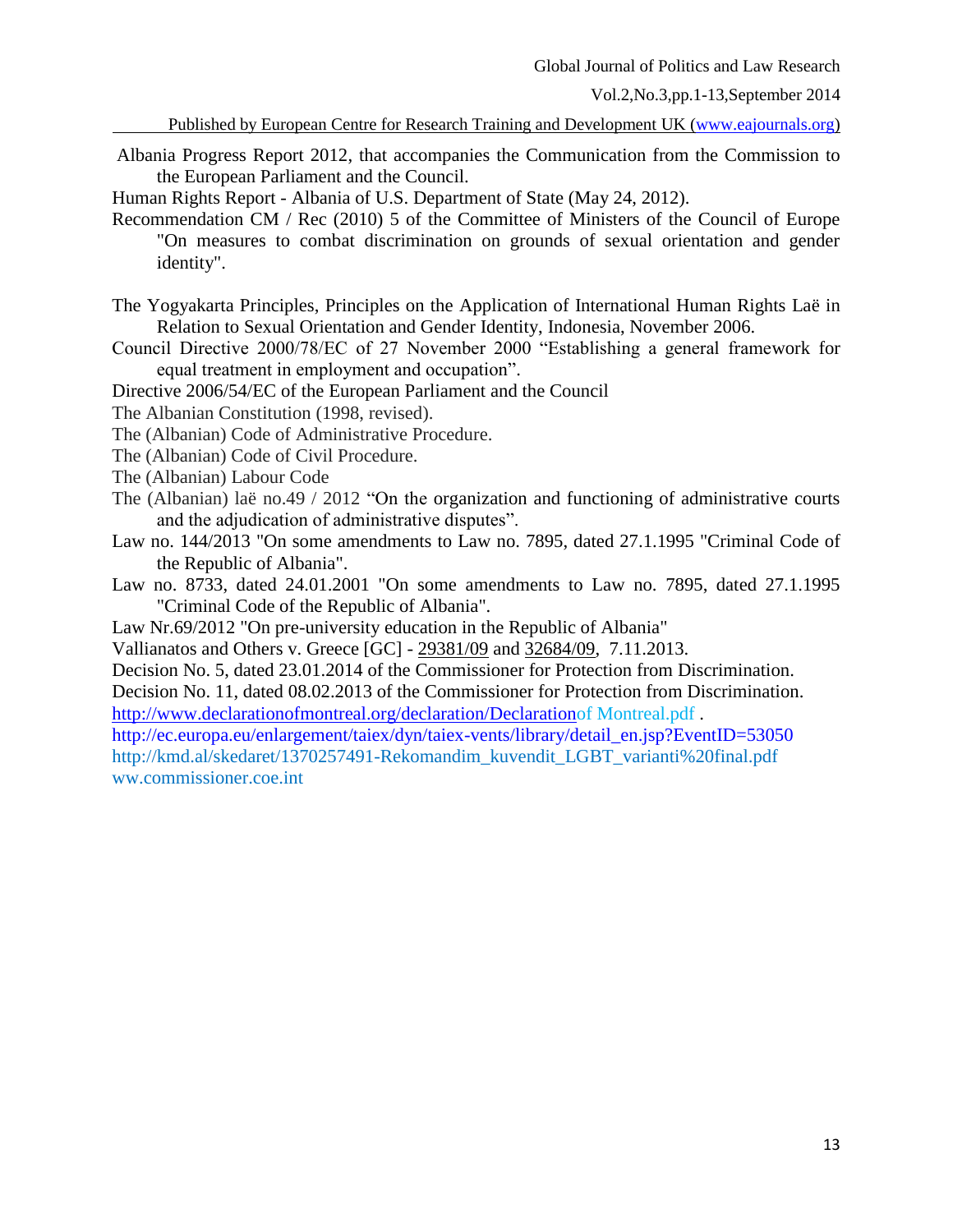Albania Progress Report 2012, that accompanies the Communication from the Commission to the European Parliament and the Council.

Human Rights Report - Albania of U.S. Department of State (May 24, 2012).

Recommendation CM / Rec (2010) 5 of the Committee of Ministers of the Council of Europe "On measures to combat discrimination on grounds of sexual orientation and gender identity".

The Yogyakarta Principles, Principles on the Application of International Human Rights Laë in Relation to Sexual Orientation and Gender Identity, Indonesia, November 2006.

Council Directive 2000/78/EC of 27 November 2000 “Establishing a general framework for equal treatment in employment and occupation”.

Directive 2006/54/EC of the European Parliament and the Council

The Albanian Constitution (1998, revised).

The (Albanian) Code of Administrative Procedure.

The (Albanian) Code of Civil Procedure.

The (Albanian) Labour Code

The (Albanian) laë no.49 / 2012 “On the organization and functioning of administrative courts and the adjudication of administrative disputes”.

Law no. 144/2013 "On some amendments to Law no. 7895, dated 27.1.1995 "Criminal Code of the Republic of Albania".

Law no. 8733, dated 24.01.2001 "On some amendments to Law no. 7895, dated 27.1.1995 "Criminal Code of the Republic of Albania".

Law Nr.69/2012 "On pre-university education in the Republic of Albania"

Vallianatos and Others v. Greece [GC] - 29381/09 and 32684/09, 7.11.2013.

Decision No. 5, dated 23.01.2014 of the Commissioner for Protection from Discrimination.

Decision No. 11, dated 08.02.2013 of the Commissioner for Protection from Discrimination.

http://www.declarationofmontreal.org/declaration/Declarationof Montreal.pdf .

http://ec.europa.eu/enlargement/taiex/dyn/taiex-vents/library/detail_en.jsp?EventID=53050

http://kmd.al/skedaret/1370257491-Rekomandim_kuvendit_LGBT_varianti%20final.pdf

ww.commissioner.coe.int